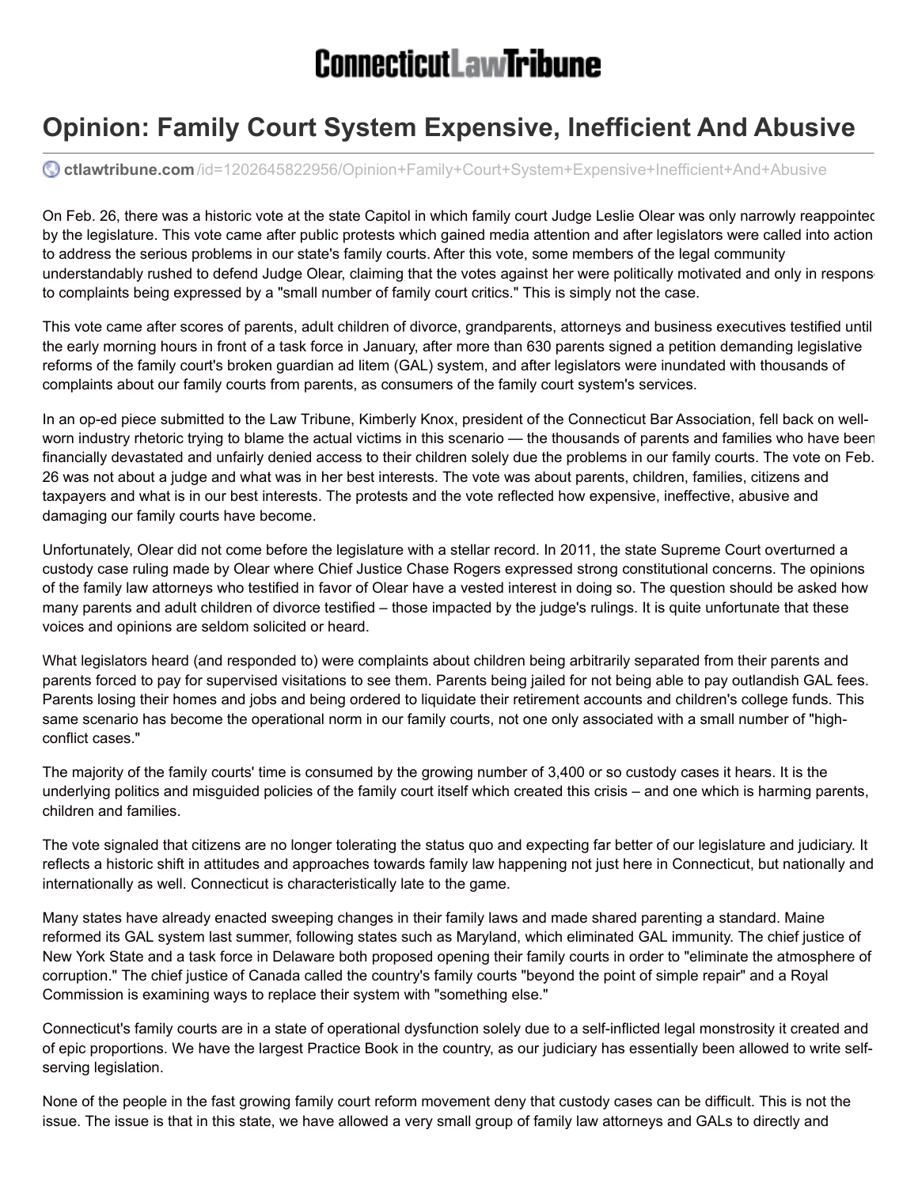# ConnecticutLawTribune

# Opinion: Family Court System Expensive, Inefficient And Abusive

ctlawtribune.com/id=1202645822956/Opinion+Family+Court+System+Expensive+Inefficient+And+Abusive

On Feb. 26, there was a historic vote at the state Capitol in which family court Judge Leslie Olear was only narrowly reappointed by the legislature. This vote came after public protests which gained media attention and after legislators were called into action to address the serious problems in our state's family courts. After this vote, some members of the legal community understandably rushed to defend Judge Olear, claiming that the votes against her were politically motivated and only in response to complaints being expressed by a "small number of family court critics." This is simply not the case.

This vote came after scores of parents, adult children of divorce, grandparents, attorneys and business executives testified until the early morning hours in front of a task force in January, after more than 630 parents signed a petition demanding legislative reforms of the family court's broken guardian ad litem (GAL) system, and after legislators were inundated with thousands of complaints about our family courts from parents, as consumers of the family court system's services.

In an op-ed piece submitted to the Law Tribune, Kimberly Knox, president of the Connecticut Bar Association, fell back on well-worn industry rhetoric trying to blame the actual victims in this scenario — the thousands of parents and families who have been financially devastated and unfairly denied access to their children solely due the problems in our family courts. The vote on Feb. 26 was not about a judge and what was in her best interests. The vote was about parents, children, families, citizens and taxpayers and what is in our best interests. The protests and the vote reflected how expensive, ineffective, abusive and damaging our family courts have become.

Unfortunately, Olear did not come before the legislature with a stellar record. In 2011, the state Supreme Court overturned a custody case ruling made by Olear where Chief Justice Chase Rogers expressed strong constitutional concerns. The opinions of the family law attorneys who testified in favor of Olear have a vested interest in doing so. The question should be asked how many parents and adult children of divorce testified – those impacted by the judge's rulings. It is quite unfortunate that these voices and opinions are seldom solicited or heard.

What legislators heard (and responded to) were complaints about children being arbitrarily separated from their parents and parents forced to pay for supervised visitations to see them. Parents being jailed for not being able to pay outlandish GAL fees. Parents losing their homes and jobs and being ordered to liquidate their retirement accounts and children's college funds. This same scenario has become the operational norm in our family courts, not one only associated with a small number of "high-conflict cases."

The majority of the family courts' time is consumed by the growing number of 3,400 or so custody cases it hears. It is the underlying politics and misguided policies of the family court itself which created this crisis – and one which is harming parents, children and families.

The vote signaled that citizens are no longer tolerating the status quo and expecting far better of our legislature and judiciary. It reflects a historic shift in attitudes and approaches towards family law happening not just here in Connecticut, but nationally and internationally as well. Connecticut is characteristically late to the game.

Many states have already enacted sweeping changes in their family laws and made shared parenting a standard. Maine reformed its GAL system last summer, following states such as Maryland, which eliminated GAL immunity. The chief justice of New York State and a task force in Delaware both proposed opening their family courts in order to "eliminate the atmosphere of corruption." The chief justice of Canada called the country's family courts "beyond the point of simple repair" and a Royal Commission is examining ways to replace their system with "something else."

Connecticut's family courts are in a state of operational dysfunction solely due to a self-inflicted legal monstrosity it created and of epic proportions. We have the largest Practice Book in the country, as our judiciary has essentially been allowed to write self-serving legislation.

None of the people in the fast growing family court reform movement deny that custody cases can be difficult. This is not the issue. The issue is that in this state, we have allowed a very small group of family law attorneys and GALs to directly and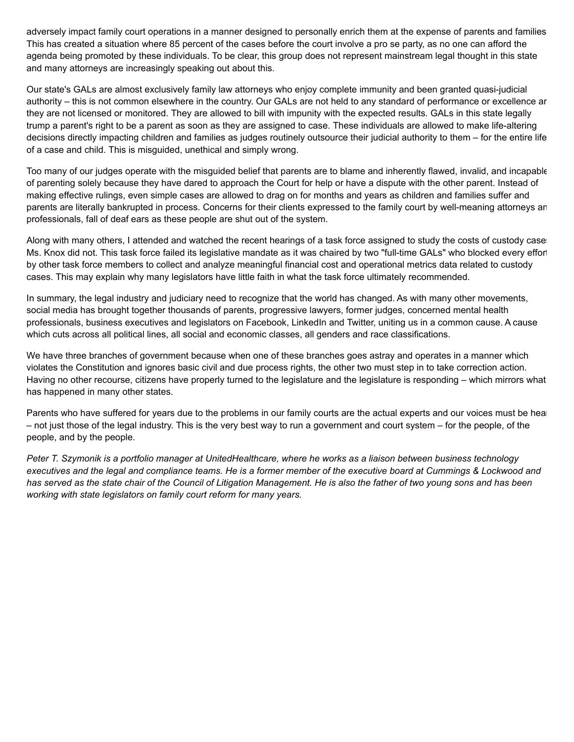adversely impact family court operations in a manner designed to personally enrich them at the expense of parents and families. This has created a situation where 85 percent of the cases before the court involve a pro se party, as no one can afford the agenda being promoted by these individuals. To be clear, this group does not represent mainstream legal thought in this state and many attorneys are increasingly speaking out about this.

Our state's GALs are almost exclusively family law attorneys who enjoy complete immunity and been granted quasi-judicial authority – this is not common elsewhere in the country. Our GALs are not held to any standard of performance or excellence and they are not licensed or monitored. They are allowed to bill with impunity with the expected results. GALs in this state legally trump a parent's right to be a parent as soon as they are assigned to case. These individuals are allowed to make life-altering decisions directly impacting children and families as judges routinely outsource their judicial authority to them – for the entire life of a case and child. This is misguided, unethical and simply wrong.

Too many of our judges operate with the misguided belief that parents are to blame and inherently flawed, invalid, and incapable of parenting solely because they have dared to approach the Court for help or have a dispute with the other parent. Instead of making effective rulings, even simple cases are allowed to drag on for months and years as children and families suffer and parents are literally bankrupted in process. Concerns for their clients expressed to the family court by well-meaning attorneys and professionals, fall of deaf ears as these people are shut out of the system.

Along with many others, I attended and watched the recent hearings of a task force assigned to study the costs of custody cases. Ms. Knox did not. This task force failed its legislative mandate as it was chaired by two "full-time GALs" who blocked every effort by other task force members to collect and analyze meaningful financial cost and operational metrics data related to custody cases. This may explain why many legislators have little faith in what the task force ultimately recommended.

In summary, the legal industry and judiciary need to recognize that the world has changed. As with many other movements, social media has brought together thousands of parents, progressive lawyers, former judges, concerned mental health professionals, business executives and legislators on Facebook, LinkedIn and Twitter, uniting us in a common cause. A cause which cuts across all political lines, all social and economic classes, all genders and race classifications.

We have three branches of government because when one of these branches goes astray and operates in a manner which violates the Constitution and ignores basic civil and due process rights, the other two must step in to take correction action. Having no other recourse, citizens have properly turned to the legislature and the legislature is responding – which mirrors what has happened in many other states.

Parents who have suffered for years due to the problems in our family courts are the actual experts and our voices must be heard – not just those of the legal industry. This is the very best way to run a government and court system – for the people, of the people, and by the people.

*Peter T. Szymonik is a portfolio manager at UnitedHealthcare, where he works as a liaison between business technology executives and the legal and compliance teams. He is a former member of the executive board at Cummings & Lockwood and has served as the state chair of the Council of Litigation Management. He is also the father of two young sons and has been working with state legislators on family court reform for many years.*